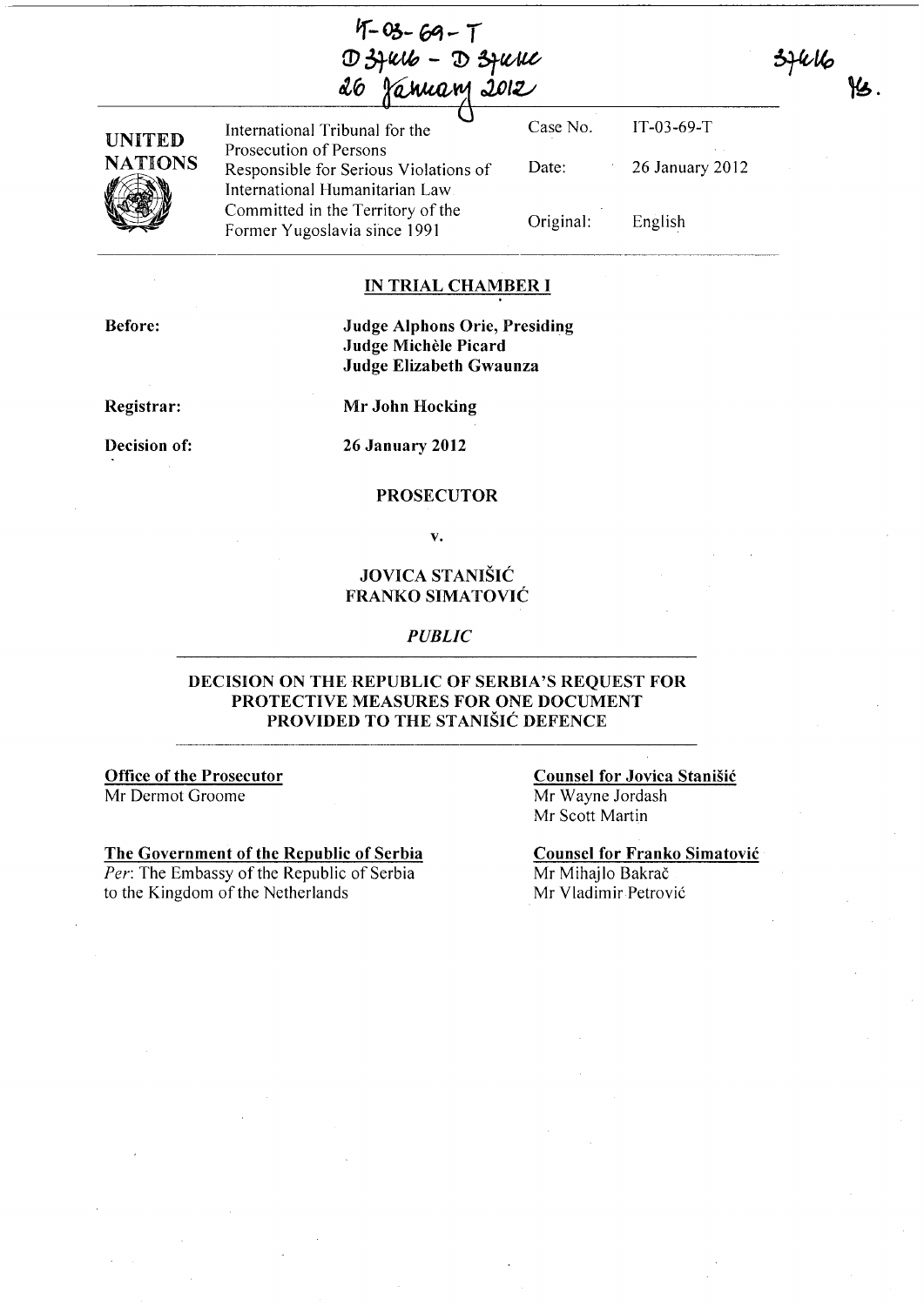IT-03-69-T
D 37446 - D 37444
26 January 2012

37446
YS.

| UNITED NATIONS | International Tribunal for the Prosecution of Persons Responsible for Serious Violations of International Humanitarian Law Committed in the Territory of the Former Yugoslavia since 1991 | Case No. | IT-03-69-T |
|---|---|---|---|
| | | Date: | 26 January 2012 |
| | | Original: | English |

**IN TRIAL CHAMBER I**

**Before:** **Judge Alphons Orie, Presiding**
**Judge Michèle Picard**
**Judge Elizabeth Gwaunza**

**Registrar:** **Mr John Hocking**

**Decision of:** **26 January 2012**

**PROSECUTOR**

**v.**

**JOVICA STANIŠIĆ**
**FRANKO SIMATOVIĆ**

*PUBLIC*

**DECISION ON THE REPUBLIC OF SERBIA'S REQUEST FOR PROTECTIVE MEASURES FOR ONE DOCUMENT PROVIDED TO THE STANIŠIĆ DEFENCE**

**Office of the Prosecutor**
Mr Dermot Groome

**The Government of the Republic of Serbia**
*Per*: The Embassy of the Republic of Serbia to the Kingdom of the Netherlands

**Counsel for Jovica Stanišić**
Mr Wayne Jordash
Mr Scott Martin

**Counsel for Franko Simatović**
Mr Mihajlo Bakrač
Mr Vladimir Petrović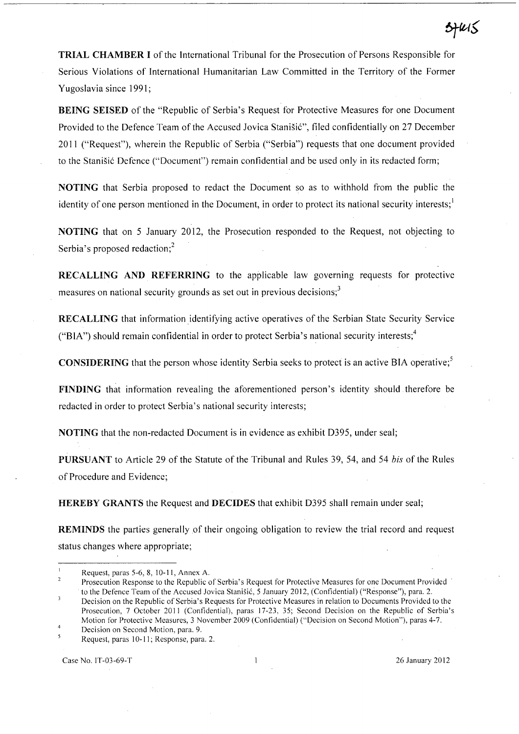**TRIAL CHAMBER I** of the International Tribunal for the Prosecution of Persons Responsible for Serious Violations of International Humanitarian Law Committed in the Territory of the Former Yugoslavia since 1991;

**BEING SEISED** of the "Republic of Serbia's Request for Protective Measures for one Document Provided to the Defence Team of the Accused Jovica Stanišić", filed confidentially on 27 December 2011 ("Request"), wherein the Republic of Serbia ("Serbia") requests that one document provided to the Stanišić Defence ("Document") remain confidential and be used only in its redacted form;

**NOTING** that Serbia proposed to redact the Document so as to withhold from the public the identity of one person mentioned in the Document, in order to protect its national security interests;[1]

**NOTING** that on 5 January 2012, the Prosecution responded to the Request, not objecting to Serbia's proposed redaction;[2]

**RECALLING AND REFERRING** to the applicable law governing requests for protective measures on national security grounds as set out in previous decisions;[3]

**RECALLING** that information identifying active operatives of the Serbian State Security Service ("BIA") should remain confidential in order to protect Serbia's national security interests;[4]

**CONSIDERING** that the person whose identity Serbia seeks to protect is an active BIA operative;[5]

**FINDING** that information revealing the aforementioned person's identity should therefore be redacted in order to protect Serbia's national security interests;

**NOTING** that the non-redacted Document is in evidence as exhibit D395, under seal;

**PURSUANT** to Article 29 of the Statute of the Tribunal and Rules 39, 54, and 54 *bis* of the Rules of Procedure and Evidence;

**HEREBY GRANTS** the Request and **DECIDES** that exhibit D395 shall remain under seal;

**REMINDS** the parties generally of their ongoing obligation to review the trial record and request status changes where appropriate;

---

[1] Request, paras 5-6, 8, 10-11, Annex A.

[2] Prosecution Response to the Republic of Serbia's Request for Protective Measures for one Document Provided to the Defence Team of the Accused Jovica Stanišić, 5 January 2012, (Confidential) ("Response"), para. 2.

[3] Decision on the Republic of Serbia's Requests for Protective Measures in relation to Documents Provided to the Prosecution, 7 October 2011 (Confidential), paras 17-23, 35; Second Decision on the Republic of Serbia's Motion for Protective Measures, 3 November 2009 (Confidential) ("Decision on Second Motion"), paras 4-7.

[4] Decision on Second Motion, para. 9.

[5] Request, paras 10-11; Response, para. 2.

Case No. IT-03-69-T 26 January 2012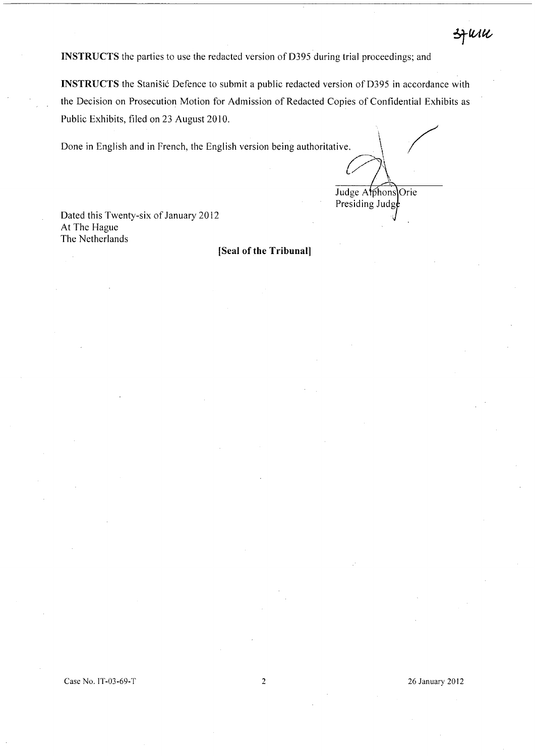**INSTRUCTS** the parties to use the redacted version of D395 during trial proceedings; and

**INSTRUCTS** the Stanišić Defence to submit a public redacted version of D395 in accordance with the Decision on Prosecution Motion for Admission of Redacted Copies of Confidential Exhibits as Public Exhibits, filed on 23 August 2010.

Done in English and in French, the English version being authoritative.

Judge Alphons Orie
Presiding Judge

Dated this Twenty-six of January 2012
At The Hague
The Netherlands

**[Seal of the Tribunal]**